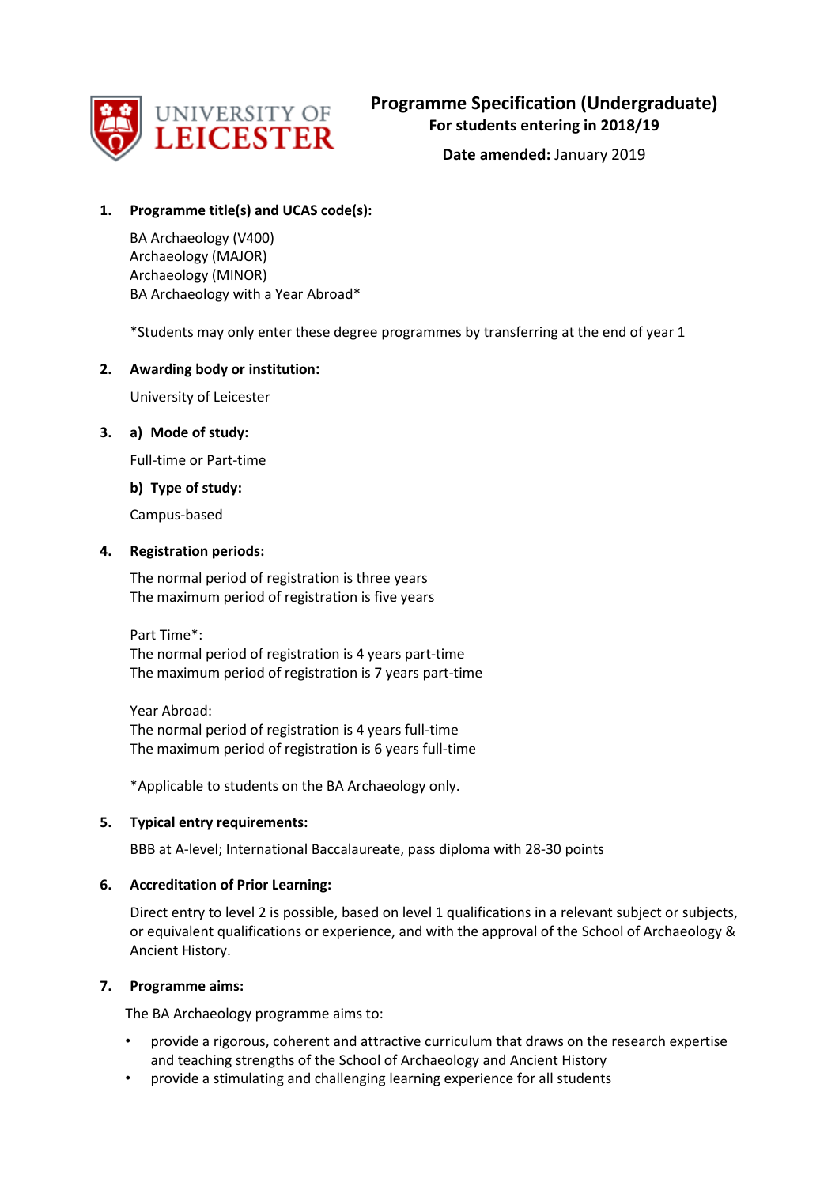UNIVERSITY OF LEICESTER

# Programme Specification (Undergraduate)

**For students entering in 2018/19**

**Date amended:** January 2019

**1. Programme title(s) and UCAS code(s):**

BA Archaeology (V400)
Archaeology (MAJOR)
Archaeology (MINOR)
BA Archaeology with a Year Abroad*

*Students may only enter these degree programmes by transferring at the end of year 1

**2. Awarding body or institution:**

University of Leicester

**3. a) Mode of study:**

Full-time or Part-time

**b) Type of study:**

Campus-based

**4. Registration periods:**

The normal period of registration is three years
The maximum period of registration is five years

Part Time*:
The normal period of registration is 4 years part-time
The maximum period of registration is 7 years part-time

Year Abroad:
The normal period of registration is 4 years full-time
The maximum period of registration is 6 years full-time

*Applicable to students on the BA Archaeology only.

**5. Typical entry requirements:**

BBB at A-level; International Baccalaureate, pass diploma with 28-30 points

**6. Accreditation of Prior Learning:**

Direct entry to level 2 is possible, based on level 1 qualifications in a relevant subject or subjects, or equivalent qualifications or experience, and with the approval of the School of Archaeology & Ancient History.

**7. Programme aims:**

The BA Archaeology programme aims to:

- provide a rigorous, coherent and attractive curriculum that draws on the research expertise and teaching strengths of the School of Archaeology and Ancient History
- provide a stimulating and challenging learning experience for all students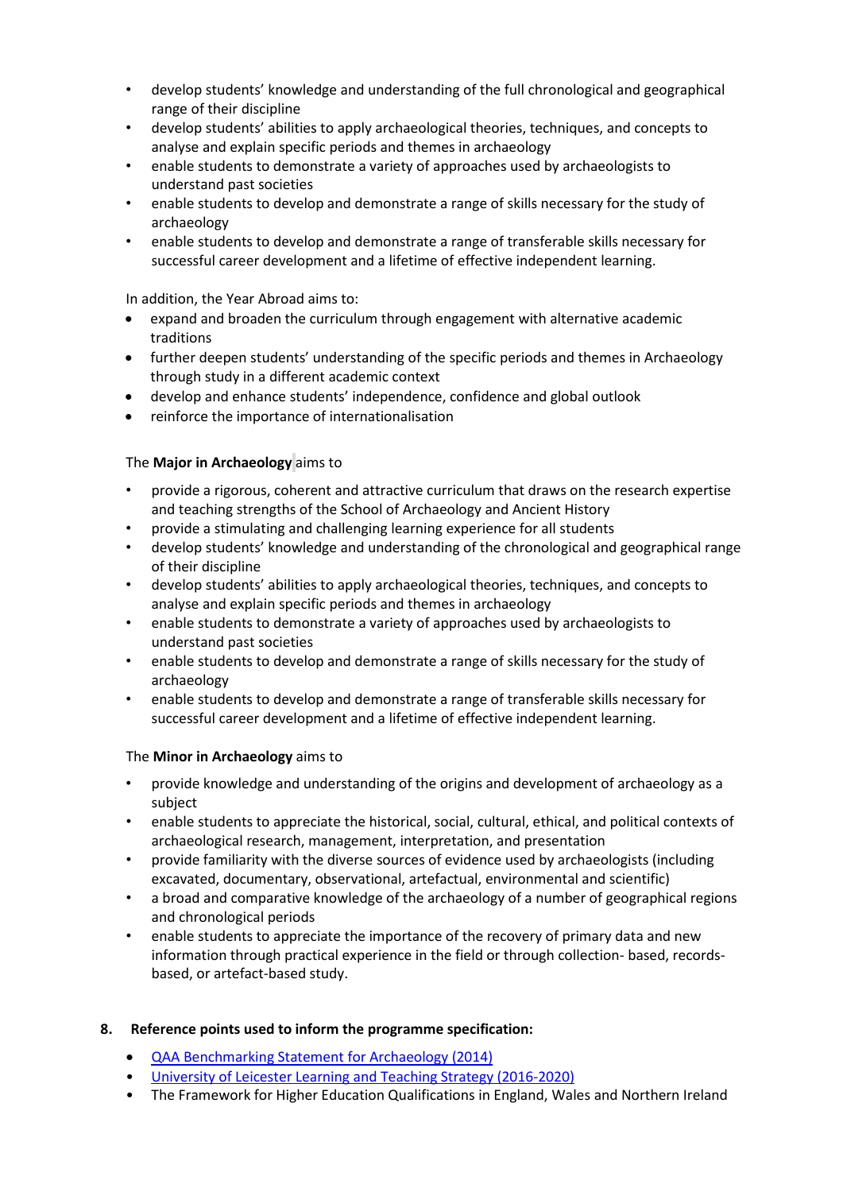- develop students' knowledge and understanding of the full chronological and geographical range of their discipline
- develop students' abilities to apply archaeological theories, techniques, and concepts to analyse and explain specific periods and themes in archaeology
- enable students to demonstrate a variety of approaches used by archaeologists to understand past societies
- enable students to develop and demonstrate a range of skills necessary for the study of archaeology
- enable students to develop and demonstrate a range of transferable skills necessary for successful career development and a lifetime of effective independent learning.

In addition, the Year Abroad aims to:

- expand and broaden the curriculum through engagement with alternative academic traditions
- further deepen students' understanding of the specific periods and themes in Archaeology through study in a different academic context
- develop and enhance students' independence, confidence and global outlook
- reinforce the importance of internationalisation

The **Major in Archaeology** aims to

- provide a rigorous, coherent and attractive curriculum that draws on the research expertise and teaching strengths of the School of Archaeology and Ancient History
- provide a stimulating and challenging learning experience for all students
- develop students' knowledge and understanding of the chronological and geographical range of their discipline
- develop students' abilities to apply archaeological theories, techniques, and concepts to analyse and explain specific periods and themes in archaeology
- enable students to demonstrate a variety of approaches used by archaeologists to understand past societies
- enable students to develop and demonstrate a range of skills necessary for the study of archaeology
- enable students to develop and demonstrate a range of transferable skills necessary for successful career development and a lifetime of effective independent learning.

The **Minor in Archaeology** aims to

- provide knowledge and understanding of the origins and development of archaeology as a subject
- enable students to appreciate the historical, social, cultural, ethical, and political contexts of archaeological research, management, interpretation, and presentation
- provide familiarity with the diverse sources of evidence used by archaeologists (including excavated, documentary, observational, artefactual, environmental and scientific)
- a broad and comparative knowledge of the archaeology of a number of geographical regions and chronological periods
- enable students to appreciate the importance of the recovery of primary data and new information through practical experience in the field or through collection- based, records-based, or artefact-based study.

## 8. Reference points used to inform the programme specification:

- QAA Benchmarking Statement for Archaeology (2014)
- University of Leicester Learning and Teaching Strategy (2016-2020)
- The Framework for Higher Education Qualifications in England, Wales and Northern Ireland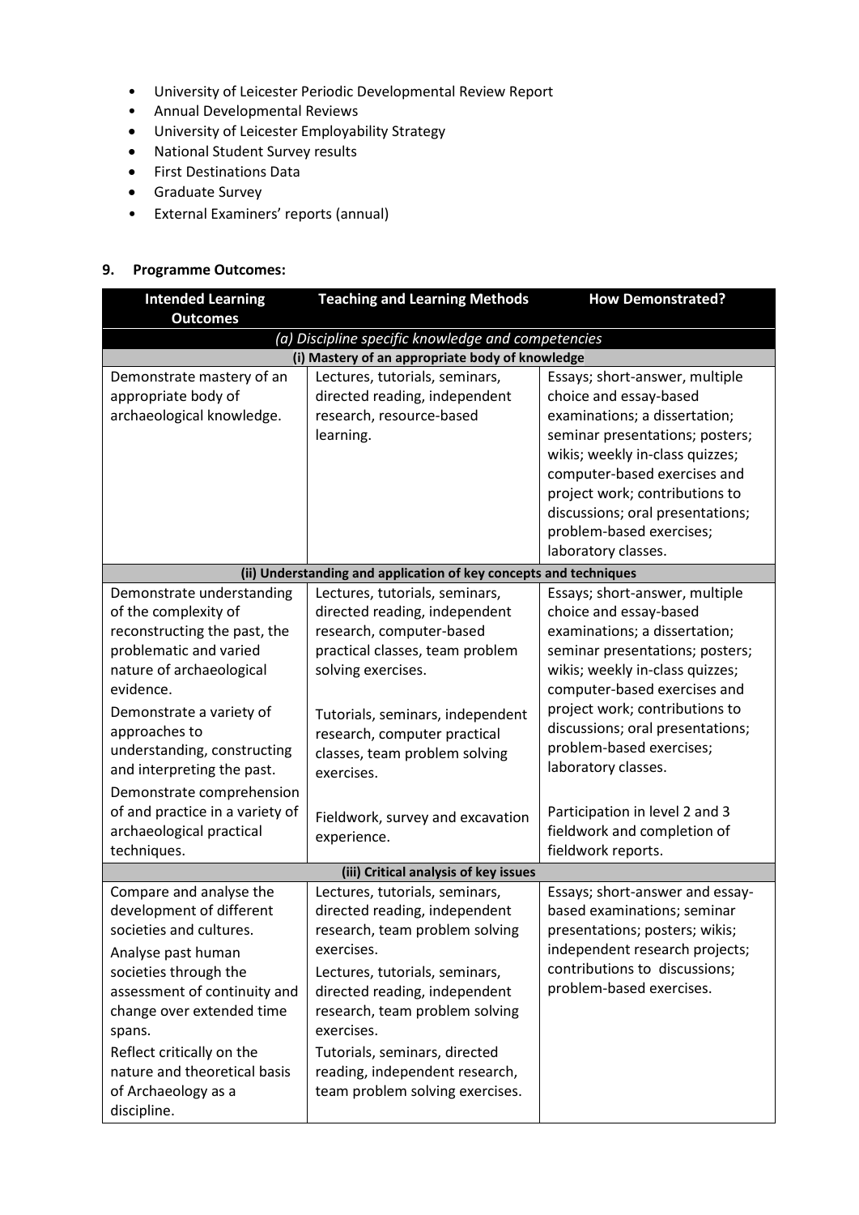- University of Leicester Periodic Developmental Review Report
- Annual Developmental Reviews
- University of Leicester Employability Strategy
- National Student Survey results
- First Destinations Data
- Graduate Survey
- External Examiners' reports (annual)

## 9. Programme Outcomes:

| Intended Learning Outcomes | Teaching and Learning Methods | How Demonstrated? |
|---|---|---|
| *(a) Discipline specific knowledge and competencies* | | |
| **(i) Mastery of an appropriate body of knowledge** | | |
| Demonstrate mastery of an appropriate body of archaeological knowledge. | Lectures, tutorials, seminars, directed reading, independent research, resource-based learning. | Essays; short-answer, multiple choice and essay-based examinations; a dissertation; seminar presentations; posters; wikis; weekly in-class quizzes; computer-based exercises and project work; contributions to discussions; oral presentations; problem-based exercises; laboratory classes. |
| **(ii) Understanding and application of key concepts and techniques** | | |
| Demonstrate understanding of the complexity of reconstructing the past, the problematic and varied nature of archaeological evidence. | Lectures, tutorials, seminars, directed reading, independent research, computer-based practical classes, team problem solving exercises. | Essays; short-answer, multiple choice and essay-based examinations; a dissertation; seminar presentations; posters; wikis; weekly in-class quizzes; computer-based exercises and project work; contributions to discussions; oral presentations; problem-based exercises; laboratory classes. |
| Demonstrate a variety of approaches to understanding, constructing and interpreting the past. | Tutorials, seminars, independent research, computer practical classes, team problem solving exercises. | |
| Demonstrate comprehension of and practice in a variety of archaeological practical techniques. | Fieldwork, survey and excavation experience. | Participation in level 2 and 3 fieldwork and completion of fieldwork reports. |
| **(iii) Critical analysis of key issues** | | |
| Compare and analyse the development of different societies and cultures. | Lectures, tutorials, seminars, directed reading, independent research, team problem solving exercises. | Essays; short-answer and essay-based examinations; seminar presentations; posters; wikis; independent research projects; contributions to discussions; problem-based exercises. |
| Analyse past human societies through the assessment of continuity and change over extended time spans. | Lectures, tutorials, seminars, directed reading, independent research, team problem solving exercises. | |
| Reflect critically on the nature and theoretical basis of Archaeology as a discipline. | Tutorials, seminars, directed reading, independent research, team problem solving exercises. | |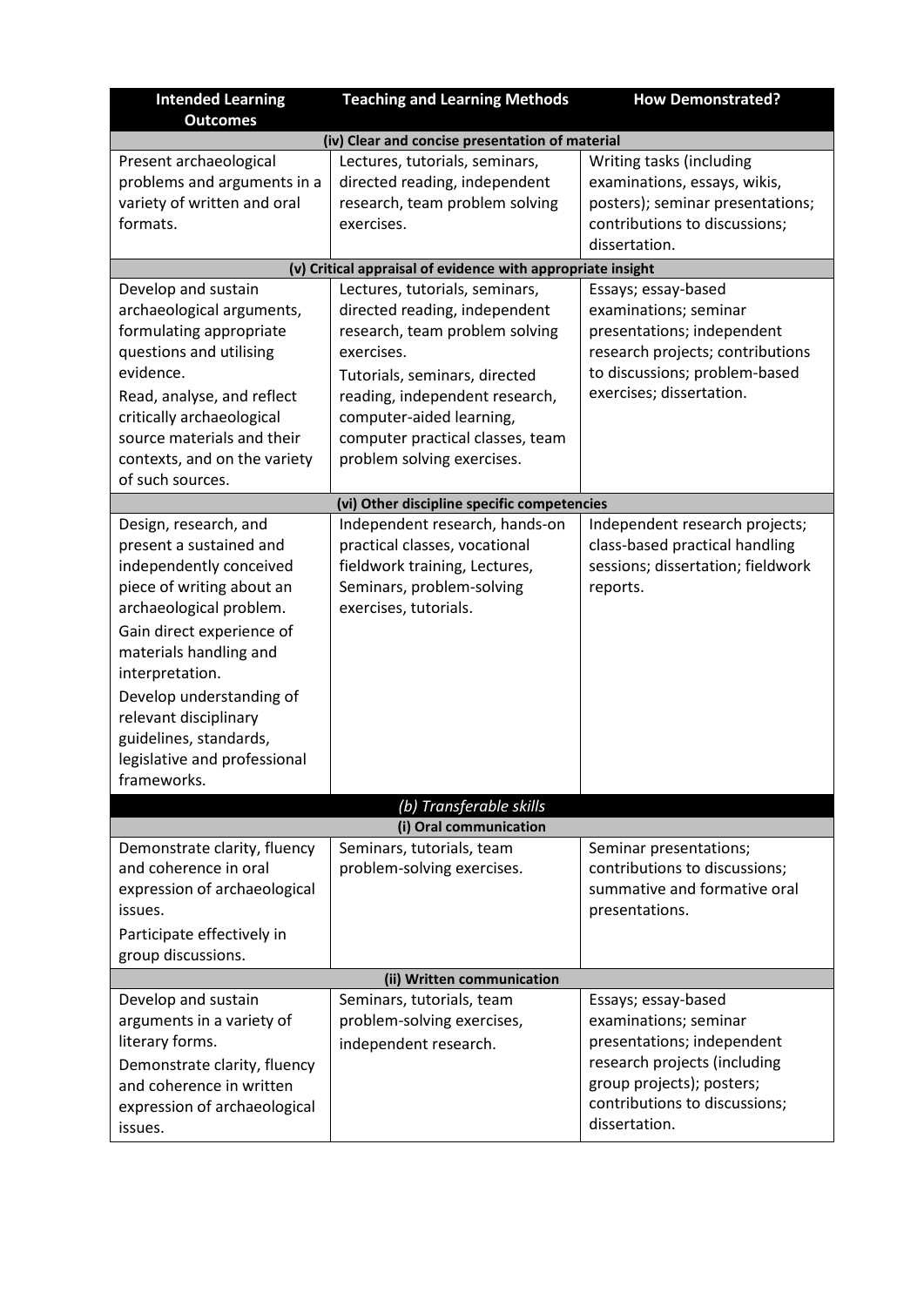| Intended Learning Outcomes | Teaching and Learning Methods | How Demonstrated? |
|---|---|---|
| **(iv) Clear and concise presentation of material** | | |
| Present archaeological problems and arguments in a variety of written and oral formats. | Lectures, tutorials, seminars, directed reading, independent research, team problem solving exercises. | Writing tasks (including examinations, essays, wikis, posters); seminar presentations; contributions to discussions; dissertation. |
| **(v) Critical appraisal of evidence with appropriate insight** | | |
| Develop and sustain archaeological arguments, formulating appropriate questions and utilising evidence.<br>Read, analyse, and reflect critically archaeological source materials and their contexts, and on the variety of such sources. | Lectures, tutorials, seminars, directed reading, independent research, team problem solving exercises.<br>Tutorials, seminars, directed reading, independent research, computer-aided learning, computer practical classes, team problem solving exercises. | Essays; essay-based examinations; seminar presentations; independent research projects; contributions to discussions; problem-based exercises; dissertation. |
| **(vi) Other discipline specific competencies** | | |
| Design, research, and present a sustained and independently conceived piece of writing about an archaeological problem.<br>Gain direct experience of materials handling and interpretation.<br>Develop understanding of relevant disciplinary guidelines, standards, legislative and professional frameworks. | Independent research, hands-on practical classes, vocational fieldwork training, Lectures, Seminars, problem-solving exercises, tutorials. | Independent research projects; class-based practical handling sessions; dissertation; fieldwork reports. |
| ***(b) Transferable skills*** | | |
| **(i) Oral communication** | | |
| Demonstrate clarity, fluency and coherence in oral expression of archaeological issues.<br>Participate effectively in group discussions. | Seminars, tutorials, team problem-solving exercises. | Seminar presentations; contributions to discussions; summative and formative oral presentations. |
| **(ii) Written communication** | | |
| Develop and sustain arguments in a variety of literary forms.<br>Demonstrate clarity, fluency and coherence in written expression of archaeological issues. | Seminars, tutorials, team problem-solving exercises, independent research. | Essays; essay-based examinations; seminar presentations; independent research projects (including group projects); posters; contributions to discussions; dissertation. |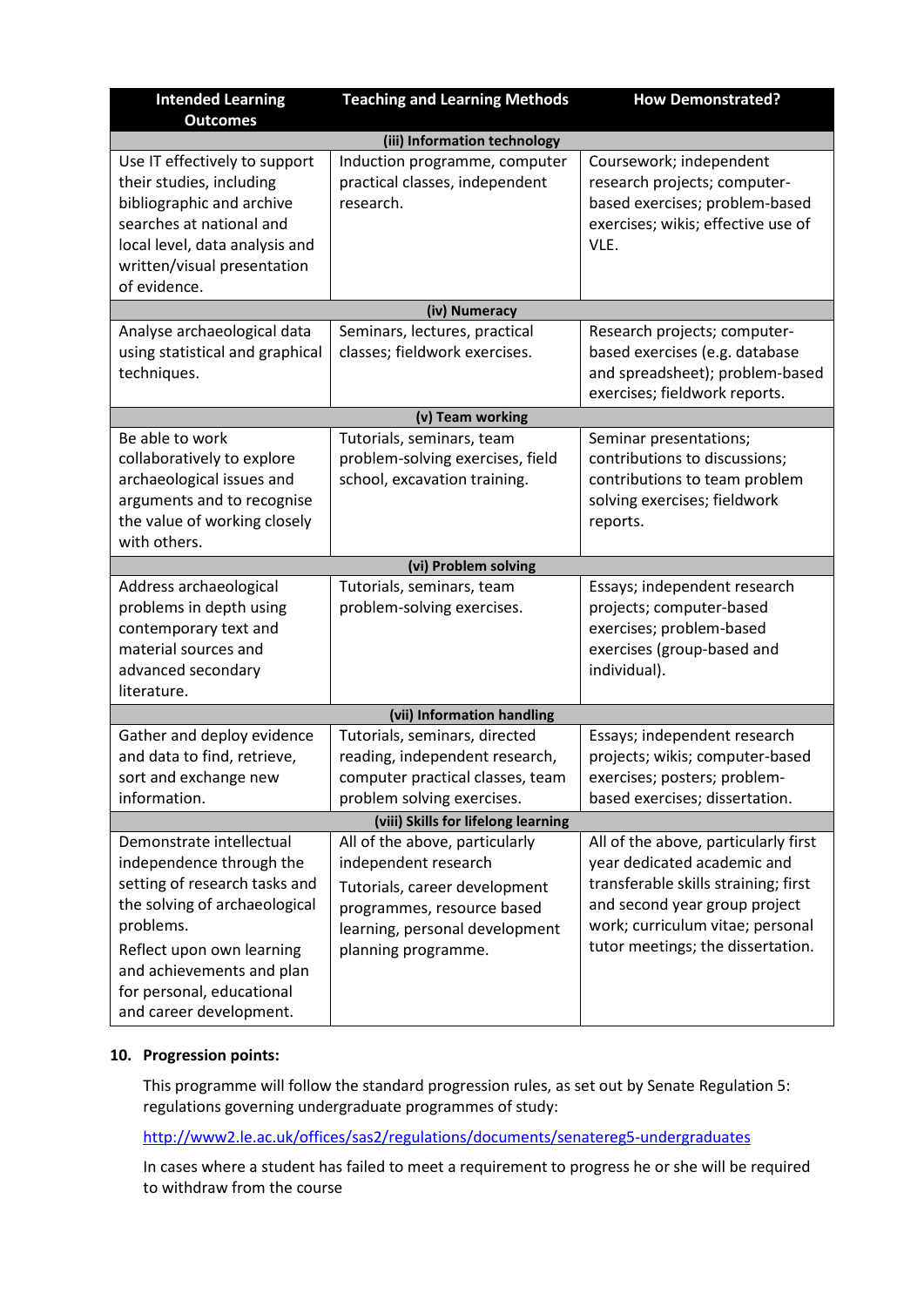| Intended Learning Outcomes | Teaching and Learning Methods | How Demonstrated? |
|---|---|---|
| **(iii) Information technology** | | |
| Use IT effectively to support their studies, including bibliographic and archive searches at national and local level, data analysis and written/visual presentation of evidence. | Induction programme, computer practical classes, independent research. | Coursework; independent research projects; computer-based exercises; problem-based exercises; wikis; effective use of VLE. |
| **(iv) Numeracy** | | |
| Analyse archaeological data using statistical and graphical techniques. | Seminars, lectures, practical classes; fieldwork exercises. | Research projects; computer-based exercises (e.g. database and spreadsheet); problem-based exercises; fieldwork reports. |
| **(v) Team working** | | |
| Be able to work collaboratively to explore archaeological issues and arguments and to recognise the value of working closely with others. | Tutorials, seminars, team problem-solving exercises, field school, excavation training. | Seminar presentations; contributions to discussions; contributions to team problem solving exercises; fieldwork reports. |
| **(vi) Problem solving** | | |
| Address archaeological problems in depth using contemporary text and material sources and advanced secondary literature. | Tutorials, seminars, team problem-solving exercises. | Essays; independent research projects; computer-based exercises; problem-based exercises (group-based and individual). |
| **(vii) Information handling** | | |
| Gather and deploy evidence and data to find, retrieve, sort and exchange new information. | Tutorials, seminars, directed reading, independent research, computer practical classes, team problem solving exercises. | Essays; independent research projects; wikis; computer-based exercises; posters; problem-based exercises; dissertation. |
| **(viii) Skills for lifelong learning** | | |
| Demonstrate intellectual independence through the setting of research tasks and the solving of archaeological problems.<br>Reflect upon own learning and achievements and plan for personal, educational and career development. | All of the above, particularly independent research<br>Tutorials, career development programmes, resource based learning, personal development planning programme. | All of the above, particularly first year dedicated academic and transferable skills straining; first and second year group project work; curriculum vitae; personal tutor meetings; the dissertation. |

## 10. Progression points:

This programme will follow the standard progression rules, as set out by Senate Regulation 5: regulations governing undergraduate programmes of study:

http://www2.le.ac.uk/offices/sas2/regulations/documents/senatereg5-undergraduates

In cases where a student has failed to meet a requirement to progress he or she will be required to withdraw from the course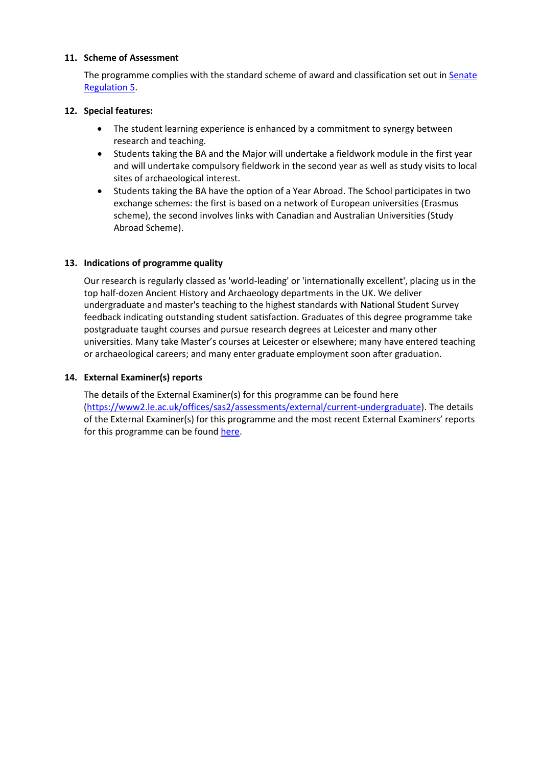### 11. Scheme of Assessment

The programme complies with the standard scheme of award and classification set out in [Senate Regulation 5](Senate Regulation 5).

### 12. Special features:

- The student learning experience is enhanced by a commitment to synergy between research and teaching.
- Students taking the BA and the Major will undertake a fieldwork module in the first year and will undertake compulsory fieldwork in the second year as well as study visits to local sites of archaeological interest.
- Students taking the BA have the option of a Year Abroad. The School participates in two exchange schemes: the first is based on a network of European universities (Erasmus scheme), the second involves links with Canadian and Australian Universities (Study Abroad Scheme).

### 13. Indications of programme quality

Our research is regularly classed as 'world-leading' or 'internationally excellent', placing us in the top half-dozen Ancient History and Archaeology departments in the UK. We deliver undergraduate and master's teaching to the highest standards with National Student Survey feedback indicating outstanding student satisfaction. Graduates of this degree programme take postgraduate taught courses and pursue research degrees at Leicester and many other universities. Many take Master's courses at Leicester or elsewhere; many have entered teaching or archaeological careers; and many enter graduate employment soon after graduation.

### 14. External Examiner(s) reports

The details of the External Examiner(s) for this programme can be found here (https://www2.le.ac.uk/offices/sas2/assessments/external/current-undergraduate). The details of the External Examiner(s) for this programme and the most recent External Examiners' reports for this programme can be found here.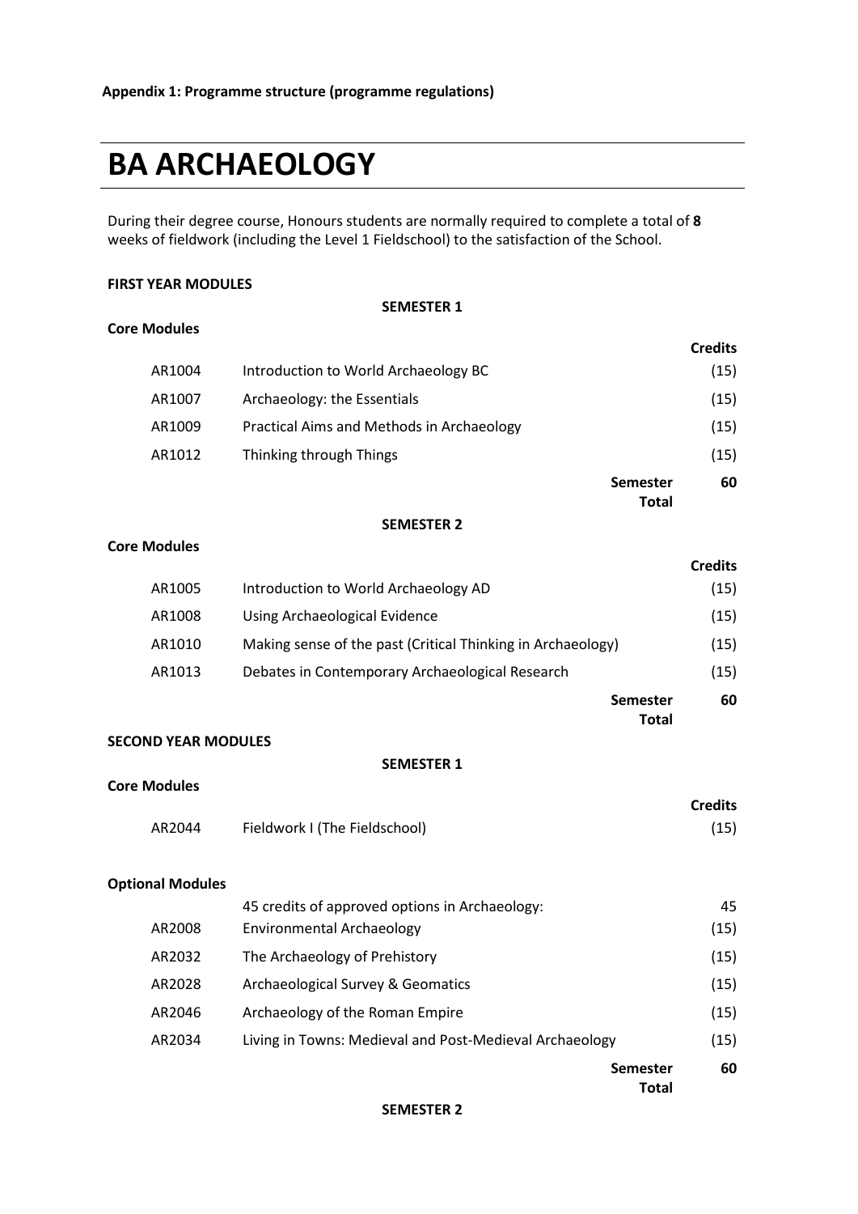**Appendix 1: Programme structure (programme regulations)**

# BA ARCHAEOLOGY

During their degree course, Honours students are normally required to complete a total of **8** weeks of fieldwork (including the Level 1 Fieldschool) to the satisfaction of the School.

**FIRST YEAR MODULES**

**SEMESTER 1**

**Core Modules**

| | | **Credits** |
|---|---|---|
| AR1004 | Introduction to World Archaeology BC | (15) |
| AR1007 | Archaeology: the Essentials | (15) |
| AR1009 | Practical Aims and Methods in Archaeology | (15) |
| AR1012 | Thinking through Things | (15) |
| | **Semester Total** | **60** |

**SEMESTER 2**

**Core Modules**

| | | **Credits** |
|---|---|---|
| AR1005 | Introduction to World Archaeology AD | (15) |
| AR1008 | Using Archaeological Evidence | (15) |
| AR1010 | Making sense of the past (Critical Thinking in Archaeology) | (15) |
| AR1013 | Debates in Contemporary Archaeological Research | (15) |
| | **Semester Total** | **60** |

**SECOND YEAR MODULES**

**SEMESTER 1**

**Core Modules**

| | | **Credits** |
|---|---|---|
| AR2044 | Fieldwork I (The Fieldschool) | (15) |

**Optional Modules**

| | | |
|---|---|---|
| | 45 credits of approved options in Archaeology: | 45 |
| AR2008 | Environmental Archaeology | (15) |
| AR2032 | The Archaeology of Prehistory | (15) |
| AR2028 | Archaeological Survey & Geomatics | (15) |
| AR2046 | Archaeology of the Roman Empire | (15) |
| AR2034 | Living in Towns: Medieval and Post-Medieval Archaeology | (15) |
| | **Semester Total** | **60** |

**SEMESTER 2**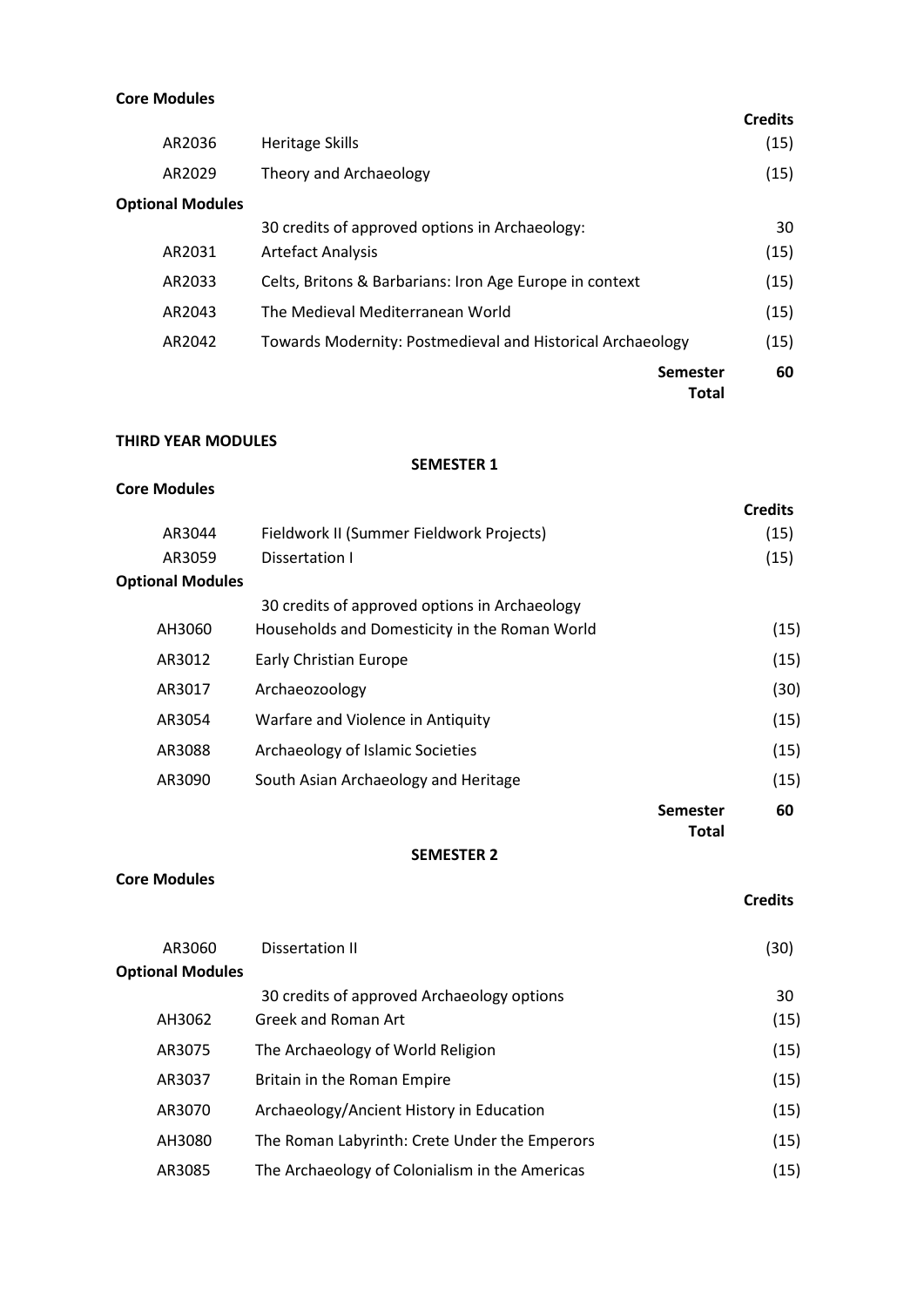**Core Modules**

| | | Credits |
|---|---|---|
| AR2036 | Heritage Skills | (15) |
| AR2029 | Theory and Archaeology | (15) |
| **Optional Modules** | | |
| | 30 credits of approved options in Archaeology: | 30 |
| AR2031 | Artefact Analysis | (15) |
| AR2033 | Celts, Britons & Barbarians: Iron Age Europe in context | (15) |
| AR2043 | The Medieval Mediterranean World | (15) |
| AR2042 | Towards Modernity: Postmedieval and Historical Archaeology | (15) |
| | **Semester Total** | **60** |

**THIRD YEAR MODULES**

**SEMESTER 1**

**Core Modules**

| | | Credits |
|---|---|---|
| AR3044 | Fieldwork II (Summer Fieldwork Projects) | (15) |
| AR3059 | Dissertation I | (15) |
| **Optional Modules** | | |
| | 30 credits of approved options in Archaeology | |
| AH3060 | Households and Domesticity in the Roman World | (15) |
| AR3012 | Early Christian Europe | (15) |
| AR3017 | Archaeozoology | (30) |
| AR3054 | Warfare and Violence in Antiquity | (15) |
| AR3088 | Archaeology of Islamic Societies | (15) |
| AR3090 | South Asian Archaeology and Heritage | (15) |
| | **Semester Total** | **60** |

**SEMESTER 2**

**Core Modules**

| | | Credits |
|---|---|---|
| AR3060 | Dissertation II | (30) |
| **Optional Modules** | | |
| | 30 credits of approved Archaeology options | 30 |
| AH3062 | Greek and Roman Art | (15) |
| AR3075 | The Archaeology of World Religion | (15) |
| AR3037 | Britain in the Roman Empire | (15) |
| AR3070 | Archaeology/Ancient History in Education | (15) |
| AH3080 | The Roman Labyrinth: Crete Under the Emperors | (15) |
| AR3085 | The Archaeology of Colonialism in the Americas | (15) |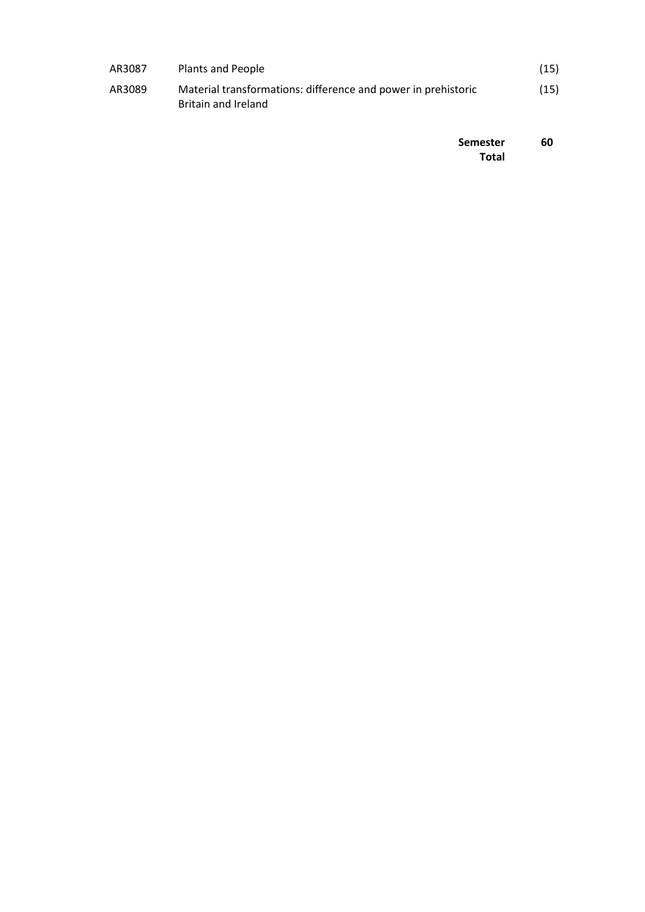| | | |
|---|---|---|
| AR3087 | Plants and People | (15) |
| AR3089 | Material transformations: difference and power in prehistoric Britain and Ireland | (15) |
| | **Semester Total** | **60** |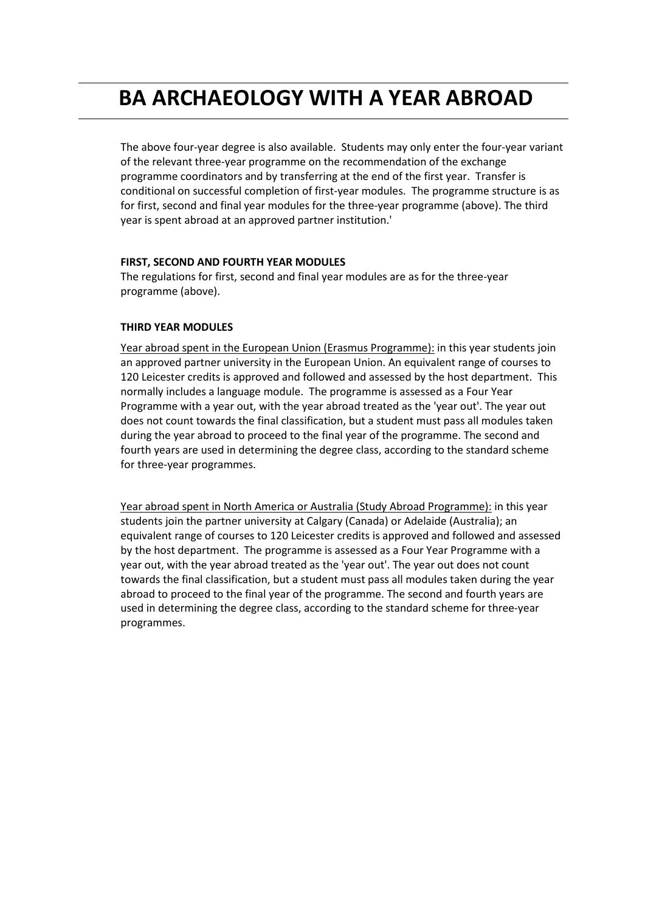# BA ARCHAEOLOGY WITH A YEAR ABROAD

The above four-year degree is also available. Students may only enter the four-year variant of the relevant three-year programme on the recommendation of the exchange programme coordinators and by transferring at the end of the first year. Transfer is conditional on successful completion of first-year modules. The programme structure is as for first, second and final year modules for the three-year programme (above). The third year is spent abroad at an approved partner institution.'

**FIRST, SECOND AND FOURTH YEAR MODULES**

The regulations for first, second and final year modules are as for the three-year programme (above).

**THIRD YEAR MODULES**

<u>Year abroad spent in the European Union (Erasmus Programme):</u> in this year students join an approved partner university in the European Union. An equivalent range of courses to 120 Leicester credits is approved and followed and assessed by the host department. This normally includes a language module. The programme is assessed as a Four Year Programme with a year out, with the year abroad treated as the 'year out'. The year out does not count towards the final classification, but a student must pass all modules taken during the year abroad to proceed to the final year of the programme. The second and fourth years are used in determining the degree class, according to the standard scheme for three-year programmes.

<u>Year abroad spent in North America or Australia (Study Abroad Programme):</u> in this year students join the partner university at Calgary (Canada) or Adelaide (Australia); an equivalent range of courses to 120 Leicester credits is approved and followed and assessed by the host department. The programme is assessed as a Four Year Programme with a year out, with the year abroad treated as the 'year out'. The year out does not count towards the final classification, but a student must pass all modules taken during the year abroad to proceed to the final year of the programme. The second and fourth years are used in determining the degree class, according to the standard scheme for three-year programmes.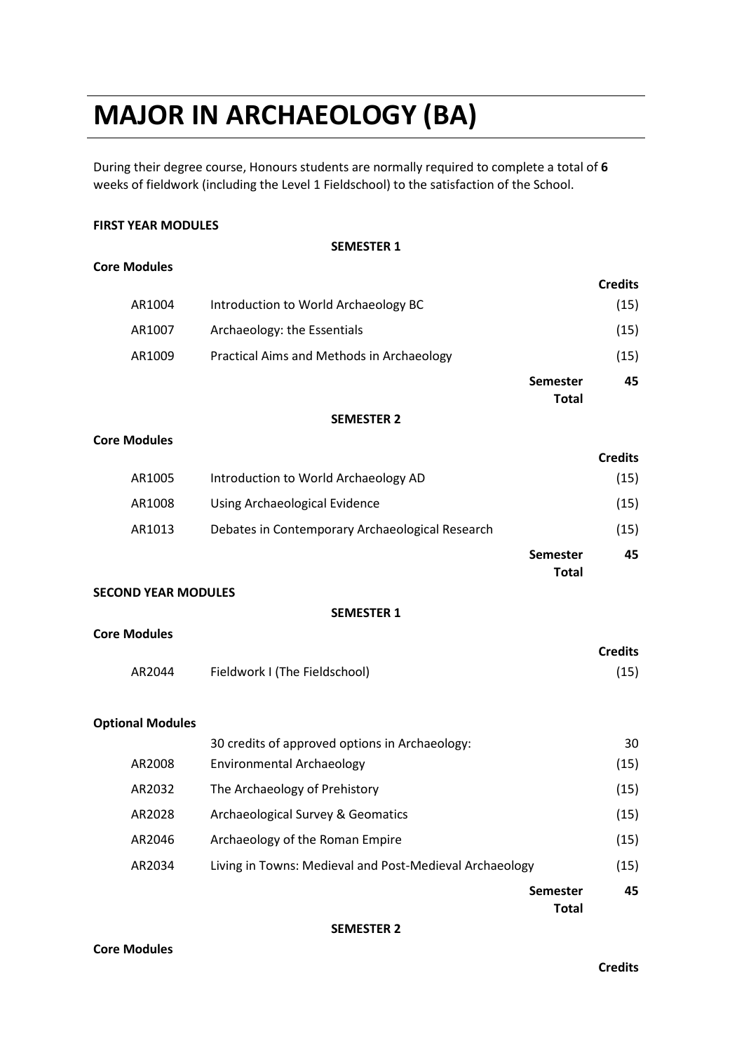# MAJOR IN ARCHAEOLOGY (BA)

During their degree course, Honours students are normally required to complete a total of **6** weeks of fieldwork (including the Level 1 Fieldschool) to the satisfaction of the School.

**FIRST YEAR MODULES**

**SEMESTER 1**

**Core Modules**

| | | **Credits** |
|---|---|---|
| AR1004 | Introduction to World Archaeology BC | (15) |
| AR1007 | Archaeology: the Essentials | (15) |
| AR1009 | Practical Aims and Methods in Archaeology | (15) |
| | **Semester Total** | **45** |

**SEMESTER 2**

**Core Modules**

| | | **Credits** |
|---|---|---|
| AR1005 | Introduction to World Archaeology AD | (15) |
| AR1008 | Using Archaeological Evidence | (15) |
| AR1013 | Debates in Contemporary Archaeological Research | (15) |
| | **Semester Total** | **45** |

**SECOND YEAR MODULES**

**SEMESTER 1**

**Core Modules**

| | | **Credits** |
|---|---|---|
| AR2044 | Fieldwork I (The Fieldschool) | (15) |

**Optional Modules**

| | | |
|---|---|---|
| | 30 credits of approved options in Archaeology: | 30 |
| AR2008 | Environmental Archaeology | (15) |
| AR2032 | The Archaeology of Prehistory | (15) |
| AR2028 | Archaeological Survey & Geomatics | (15) |
| AR2046 | Archaeology of the Roman Empire | (15) |
| AR2034 | Living in Towns: Medieval and Post-Medieval Archaeology | (15) |
| | **Semester Total** | **45** |

**SEMESTER 2**

**Core Modules**

**Credits**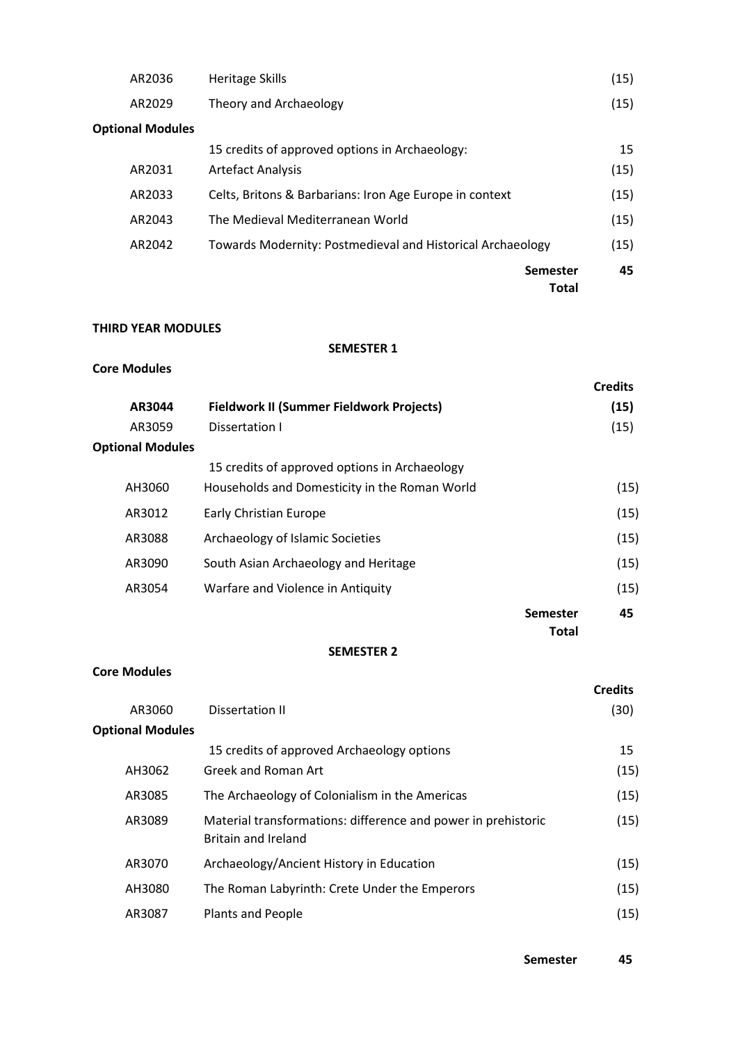| | | |
|---|---|---|
| AR2036 | Heritage Skills | (15) |
| AR2029 | Theory and Archaeology | (15) |
| **Optional Modules** | | |
| | 15 credits of approved options in Archaeology: | 15 |
| AR2031 | Artefact Analysis | (15) |
| AR2033 | Celts, Britons & Barbarians: Iron Age Europe in context | (15) |
| AR2043 | The Medieval Mediterranean World | (15) |
| AR2042 | Towards Modernity: Postmedieval and Historical Archaeology | (15) |
| | **Semester Total** | **45** |

**THIRD YEAR MODULES**

**SEMESTER 1**

**Core Modules**

| | | **Credits** |
|---|---|---|
| **AR3044** | **Fieldwork II (Summer Fieldwork Projects)** | **(15)** |
| AR3059 | Dissertation I | (15) |
| **Optional Modules** | | |
| | 15 credits of approved options in Archaeology | |
| AH3060 | Households and Domesticity in the Roman World | (15) |
| AR3012 | Early Christian Europe | (15) |
| AR3088 | Archaeology of Islamic Societies | (15) |
| AR3090 | South Asian Archaeology and Heritage | (15) |
| AR3054 | Warfare and Violence in Antiquity | (15) |
| | **Semester Total** | **45** |

**SEMESTER 2**

**Core Modules**

| | | **Credits** |
|---|---|---|
| AR3060 | Dissertation II | (30) |
| **Optional Modules** | | |
| | 15 credits of approved Archaeology options | 15 |
| AH3062 | Greek and Roman Art | (15) |
| AR3085 | The Archaeology of Colonialism in the Americas | (15) |
| AR3089 | Material transformations: difference and power in prehistoric Britain and Ireland | (15) |
| AR3070 | Archaeology/Ancient History in Education | (15) |
| AH3080 | The Roman Labyrinth: Crete Under the Emperors | (15) |
| AR3087 | Plants and People | (15) |
| | **Semester** | **45** |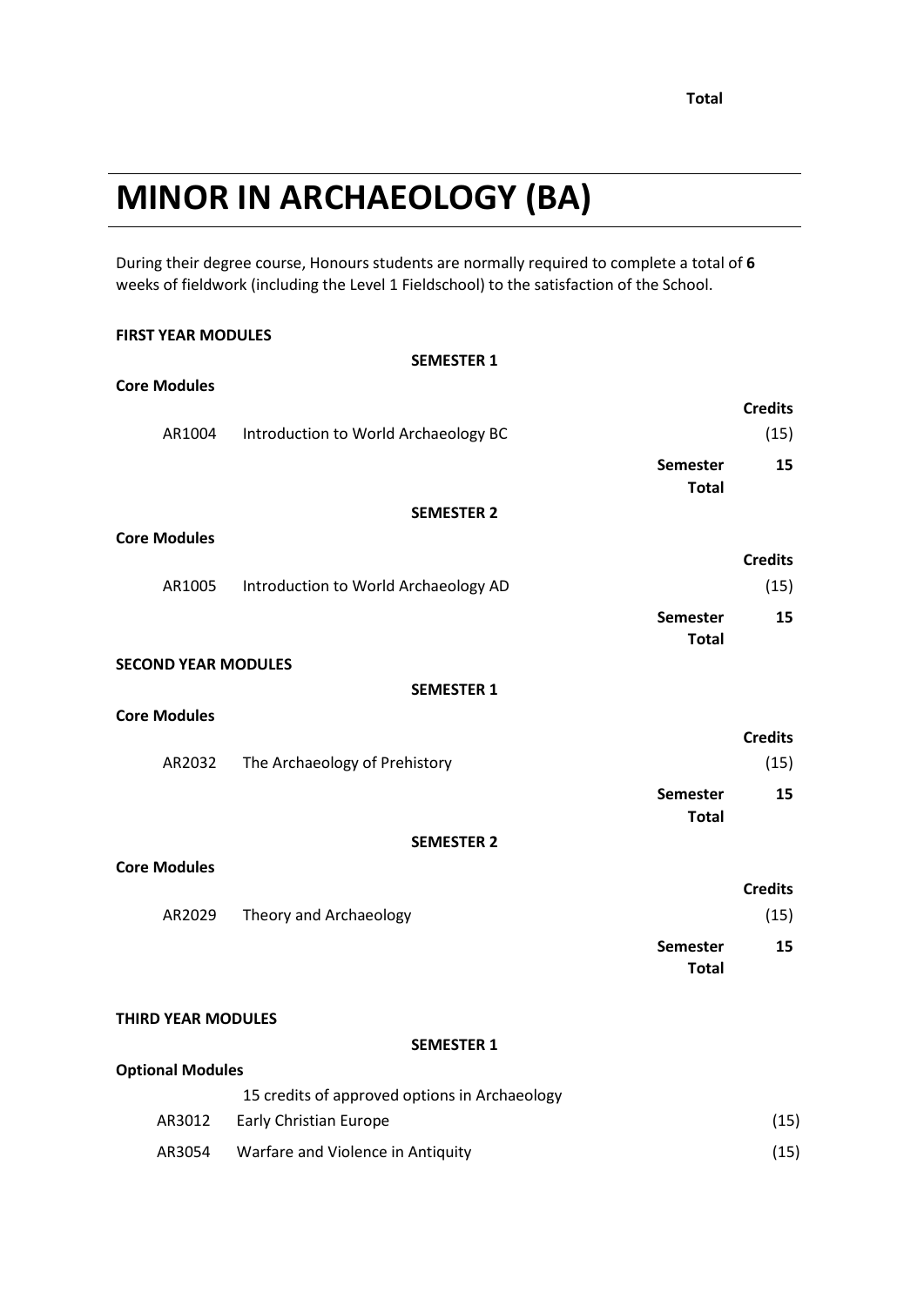Total

# MINOR IN ARCHAEOLOGY (BA)

During their degree course, Honours students are normally required to complete a total of **6** weeks of fieldwork (including the Level 1 Fieldschool) to the satisfaction of the School.

**FIRST YEAR MODULES**

**SEMESTER 1**

**Core Modules**

| | | | **Credits** |
|---|---|---|---|
| AR1004 | Introduction to World Archaeology BC | | (15) |
| | | **Semester Total** | **15** |

**SEMESTER 2**

**Core Modules**

| | | | **Credits** |
|---|---|---|---|
| AR1005 | Introduction to World Archaeology AD | | (15) |
| | | **Semester Total** | **15** |

**SECOND YEAR MODULES**

**SEMESTER 1**

**Core Modules**

| | | | **Credits** |
|---|---|---|---|
| AR2032 | The Archaeology of Prehistory | | (15) |
| | | **Semester Total** | **15** |

**SEMESTER 2**

**Core Modules**

| | | | **Credits** |
|---|---|---|---|
| AR2029 | Theory and Archaeology | | (15) |
| | | **Semester Total** | **15** |

**THIRD YEAR MODULES**

**SEMESTER 1**

**Optional Modules**

| | | |
|---|---|---|
| | 15 credits of approved options in Archaeology | |
| AR3012 | Early Christian Europe | (15) |
| AR3054 | Warfare and Violence in Antiquity | (15) |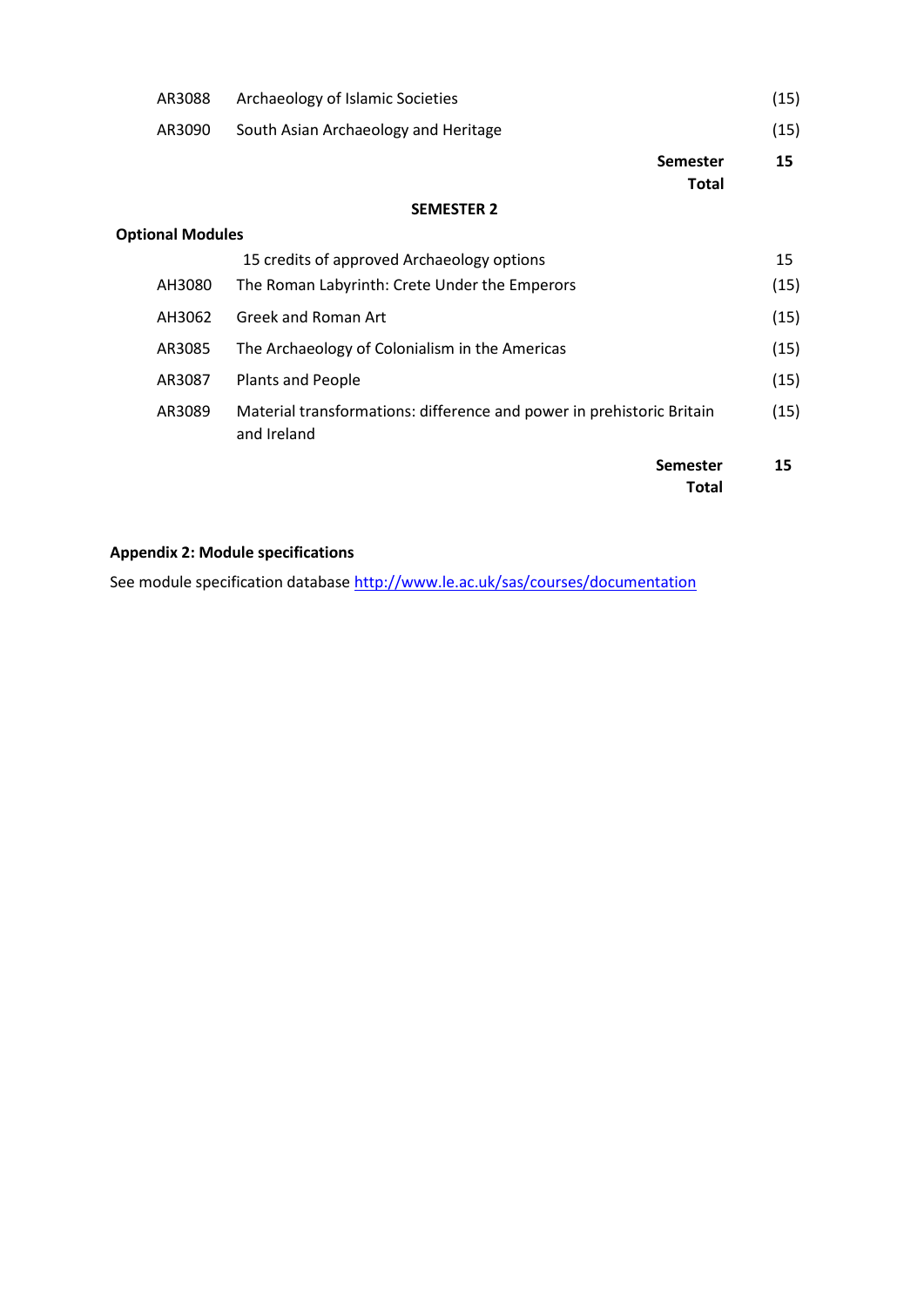| | | |
|---|---|---|
| AR3088 | Archaeology of Islamic Societies | (15) |
| AR3090 | South Asian Archaeology and Heritage | (15) |
| | **Semester Total** | **15** |

**SEMESTER 2**

**Optional Modules**

| | | |
|---|---|---|
| | 15 credits of approved Archaeology options | 15 |
| AH3080 | The Roman Labyrinth: Crete Under the Emperors | (15) |
| AH3062 | Greek and Roman Art | (15) |
| AR3085 | The Archaeology of Colonialism in the Americas | (15) |
| AR3087 | Plants and People | (15) |
| AR3089 | Material transformations: difference and power in prehistoric Britain and Ireland | (15) |
| | **Semester Total** | **15** |

**Appendix 2: Module specifications**

See module specification database http://www.le.ac.uk/sas/courses/documentation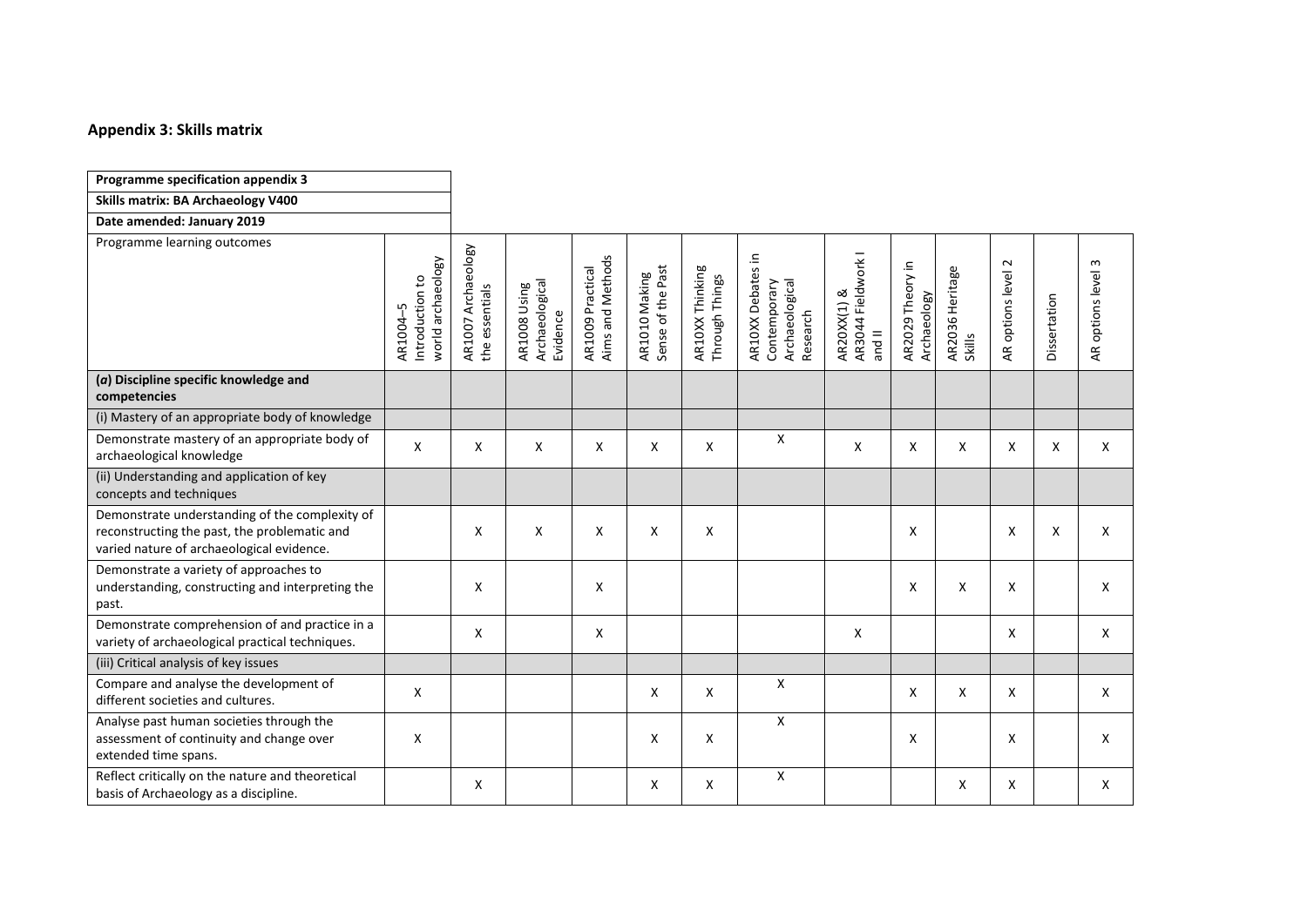## Appendix 3: Skills matrix

| Programme specification appendix 3 | | | | | | | | | | | | | |
|---|---|---|---|---|---|---|---|---|---|---|---|---|---|
| **Skills matrix: BA Archaeology V400** | | | | | | | | | | | | | |
| **Date amended: January 2019** | | | | | | | | | | | | | |
| Programme learning outcomes | AR1004–5 Introduction to world archaeology | AR1007 Archaeology the essentials | AR1008 Using Archaeological Evidence | AR1009 Practical Aims and Methods | AR1010 Making Sense of the Past | AR10XX Thinking Through Things | AR10XX Debates in Contemporary Archaeological Research | AR20XX(1) & AR3044 Fieldwork I and II | AR2029 Theory in Archaeology | AR2036 Heritage Skills | AR options level 2 | Dissertation | AR options level 3 |
| **(*a*) Discipline specific knowledge and competencies** | | | | | | | | | | | | | |
| (i) Mastery of an appropriate body of knowledge | | | | | | | | | | | | | |
| Demonstrate mastery of an appropriate body of archaeological knowledge | X | X | X | X | X | X | X | X | X | X | X | X | X |
| (ii) Understanding and application of key concepts and techniques | | | | | | | | | | | | | |
| Demonstrate understanding of the complexity of reconstructing the past, the problematic and varied nature of archaeological evidence. | | X | X | X | X | X | | | X | | X | X | X |
| Demonstrate a variety of approaches to understanding, constructing and interpreting the past. | | X | | X | | | | | X | X | X | | X |
| Demonstrate comprehension of and practice in a variety of archaeological practical techniques. | | X | | X | | | | X | | | X | | X |
| (iii) Critical analysis of key issues | | | | | | | | | | | | | |
| Compare and analyse the development of different societies and cultures. | X | | | | X | X | X | | X | X | X | | X |
| Analyse past human societies through the assessment of continuity and change over extended time spans. | X | | | | X | X | X | | X | | X | | X |
| Reflect critically on the nature and theoretical basis of Archaeology as a discipline. | | X | | | X | X | X | | | X | X | | X |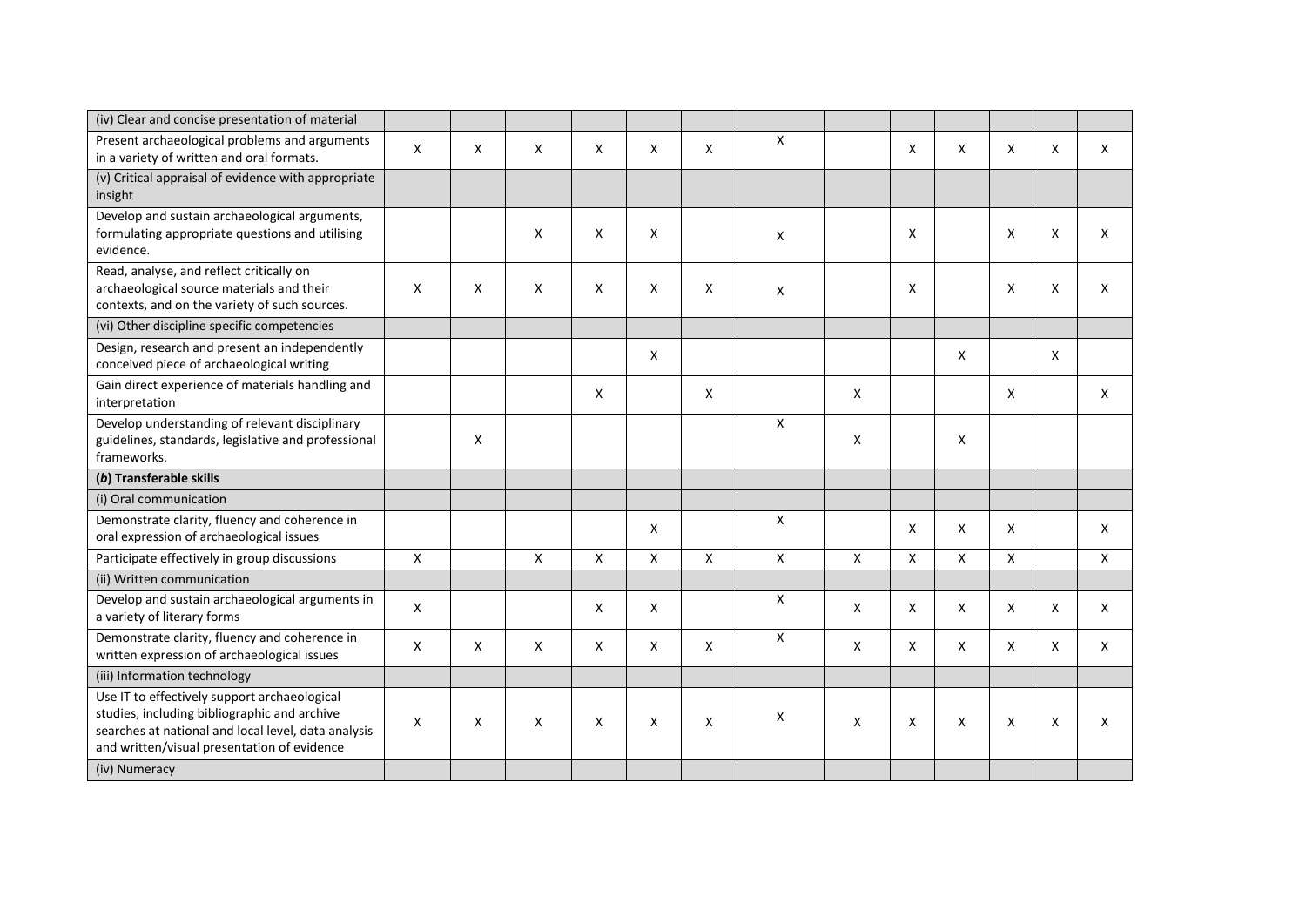| | | | | | | | | | | | | | |
|---|---|---|---|---|---|---|---|---|---|---|---|---|---|
| (iv) Clear and concise presentation of material | | | | | | | | | | | | | |
| Present archaeological problems and arguments in a variety of written and oral formats. | X | X | X | X | X | X | X | | X | X | X | X | X |
| (v) Critical appraisal of evidence with appropriate insight | | | | | | | | | | | | | |
| Develop and sustain archaeological arguments, formulating appropriate questions and utilising evidence. | | | X | X | X | | X | | X | | X | X | X |
| Read, analyse, and reflect critically on archaeological source materials and their contexts, and on the variety of such sources. | X | X | X | X | X | X | X | | X | | X | X | X |
| (vi) Other discipline specific competencies | | | | | | | | | | | | | |
| Design, research and present an independently conceived piece of archaeological writing | | | | | X | | | | | X | | X | |
| Gain direct experience of materials handling and interpretation | | | | X | | X | | X | | | X | | X |
| Develop understanding of relevant disciplinary guidelines, standards, legislative and professional frameworks. | | X | | | | | X | X | | X | | | |
| **(*b*) Transferable skills** | | | | | | | | | | | | | |
| (i) Oral communication | | | | | | | | | | | | | |
| Demonstrate clarity, fluency and coherence in oral expression of archaeological issues | | | | | X | | X | | X | X | X | | X |
| Participate effectively in group discussions | X | | X | X | X | X | X | X | X | X | X | | X |
| (ii) Written communication | | | | | | | | | | | | | |
| Develop and sustain archaeological arguments in a variety of literary forms | X | | | X | X | | X | X | X | X | X | X | X |
| Demonstrate clarity, fluency and coherence in written expression of archaeological issues | X | X | X | X | X | X | X | X | X | X | X | X | X |
| (iii) Information technology | | | | | | | | | | | | | |
| Use IT to effectively support archaeological studies, including bibliographic and archive searches at national and local level, data analysis and written/visual presentation of evidence | X | X | X | X | X | X | X | X | X | X | X | X | X |
| (iv) Numeracy | | | | | | | | | | | | | |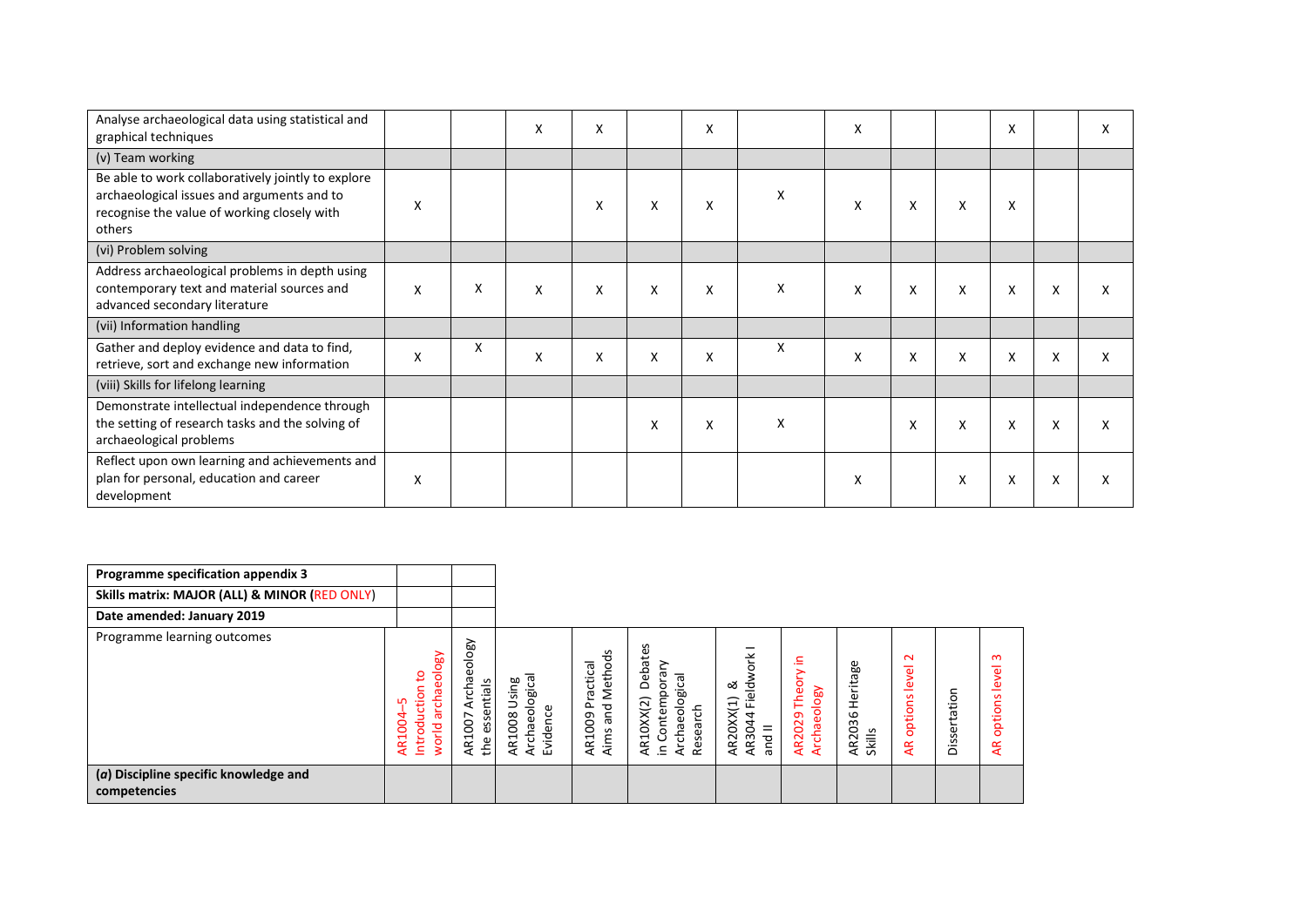| | | | | | | | | | | | | | |
|---|---|---|---|---|---|---|---|---|---|---|---|---|---|
| Analyse archaeological data using statistical and graphical techniques | | | X | X | | X | | X | | | X | | X |
| (v) Team working | | | | | | | | | | | | | |
| Be able to work collaboratively jointly to explore archaeological issues and arguments and to recognise the value of working closely with others | X | | | X | X | X | X | X | X | X | X | | |
| (vi) Problem solving | | | | | | | | | | | | | |
| Address archaeological problems in depth using contemporary text and material sources and advanced secondary literature | X | X | X | X | X | X | X | X | X | X | X | X | X |
| (vii) Information handling | | | | | | | | | | | | | |
| Gather and deploy evidence and data to find, retrieve, sort and exchange new information | X | X | X | X | X | X | X | X | X | X | X | X | X |
| (viii) Skills for lifelong learning | | | | | | | | | | | | | |
| Demonstrate intellectual independence through the setting of research tasks and the solving of archaeological problems | | | | | X | X | X | | X | X | X | X | X |
| Reflect upon own learning and achievements and plan for personal, education and career development | X | | | | | | | X | | X | X | X | X |

| **Programme specification appendix 3** | | | | | | | | | | | | |
|---|---|---|---|---|---|---|---|---|---|---|---|---|
| **Skills matrix: MAJOR (ALL) & MINOR (RED ONLY)** | | | | | | | | | | | | |
| **Date amended: January 2019** | | | | | | | | | | | | |
| Programme learning outcomes | AR1004–5 Introduction to world archaeology | AR1007 Archaeology the essentials | AR1008 Using Archaeological Evidence | AR1009 Practical Aims and Methods | AR10XX(2) Debates in Contemporary Archaeological Research | AR20XX(1) & AR3044 Fieldwork I and II | AR2029 Theory in Archaeology | AR2036 Heritage Skills | AR options level 2 | Dissertation | AR options level 3 | |
| **(*a*) Discipline specific knowledge and competencies** | | | | | | | | | | | | |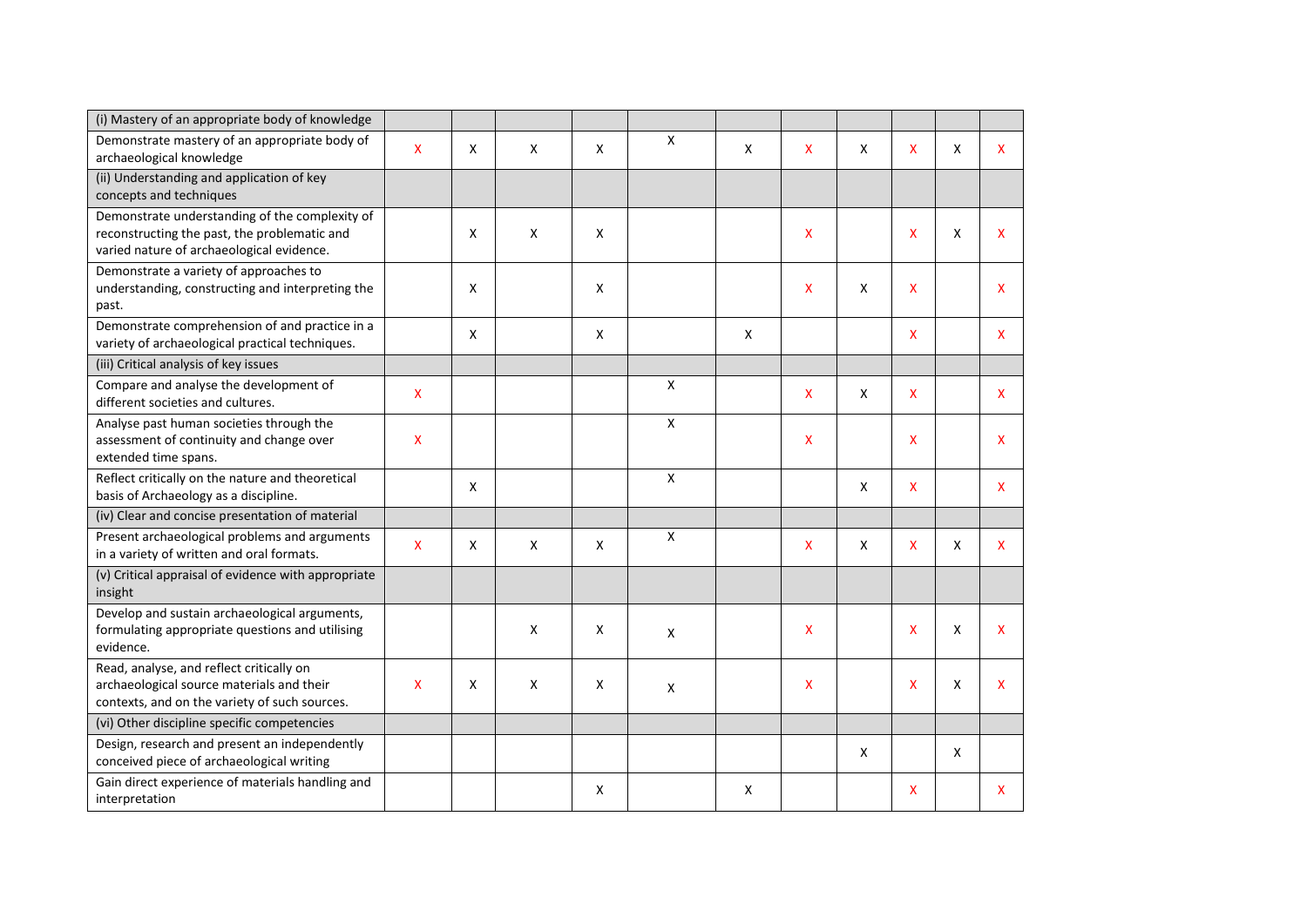| | | | | | | | | | | | |
|---|---|---|---|---|---|---|---|---|---|---|---|
| (i) Mastery of an appropriate body of knowledge | | | | | | | | | | | |
| Demonstrate mastery of an appropriate body of archaeological knowledge | X | X | X | X | X | X | X | X | X | X | X |
| (ii) Understanding and application of key concepts and techniques | | | | | | | | | | | |
| Demonstrate understanding of the complexity of reconstructing the past, the problematic and varied nature of archaeological evidence. | | X | X | X | | | X | | X | X | X |
| Demonstrate a variety of approaches to understanding, constructing and interpreting the past. | | X | | X | | | X | X | X | | X |
| Demonstrate comprehension of and practice in a variety of archaeological practical techniques. | | X | | X | | X | | | X | | X |
| (iii) Critical analysis of key issues | | | | | | | | | | | |
| Compare and analyse the development of different societies and cultures. | X | | | | X | | X | X | X | | X |
| Analyse past human societies through the assessment of continuity and change over extended time spans. | X | | | | X | | X | | X | | X |
| Reflect critically on the nature and theoretical basis of Archaeology as a discipline. | | X | | | X | | | X | X | | X |
| (iv) Clear and concise presentation of material | | | | | | | | | | | |
| Present archaeological problems and arguments in a variety of written and oral formats. | X | X | X | X | X | | X | X | X | X | X |
| (v) Critical appraisal of evidence with appropriate insight | | | | | | | | | | | |
| Develop and sustain archaeological arguments, formulating appropriate questions and utilising evidence. | | | X | X | X | | X | | X | X | X |
| Read, analyse, and reflect critically on archaeological source materials and their contexts, and on the variety of such sources. | X | X | X | X | X | | X | | X | X | X |
| (vi) Other discipline specific competencies | | | | | | | | | | | |
| Design, research and present an independently conceived piece of archaeological writing | | | | | | | | X | | X | |
| Gain direct experience of materials handling and interpretation | | | | X | | X | | | X | | X |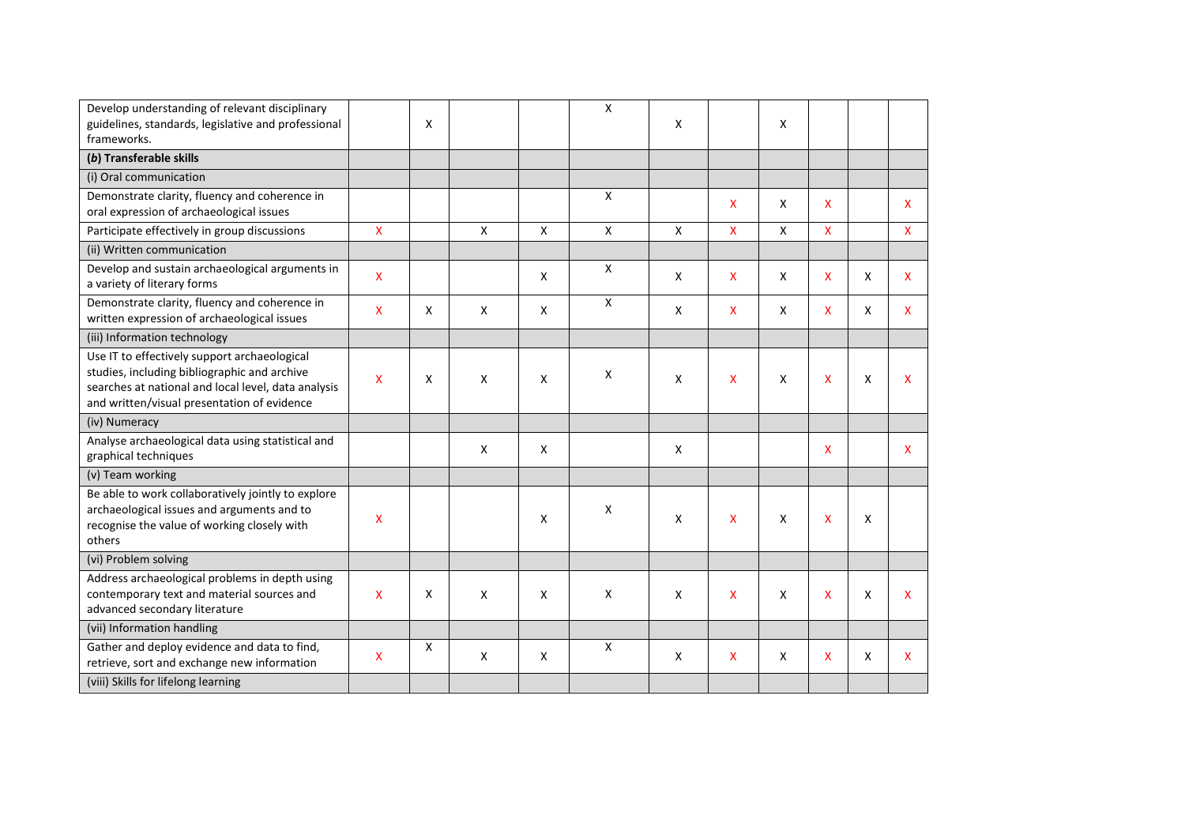| | | | | | | | | | | | |
|---|---|---|---|---|---|---|---|---|---|---|---|
| Develop understanding of relevant disciplinary guidelines, standards, legislative and professional frameworks. | | X | | | X | X | | X | | | |
| **(*b*) Transferable skills** | | | | | | | | | | | |
| (i) Oral communication | | | | | | | | | | | |
| Demonstrate clarity, fluency and coherence in oral expression of archaeological issues | | | | | X | | X | X | X | | X |
| Participate effectively in group discussions | X | | X | X | X | X | X | X | X | | X |
| (ii) Written communication | | | | | | | | | | | |
| Develop and sustain archaeological arguments in a variety of literary forms | X | | | X | X | X | X | X | X | X | X |
| Demonstrate clarity, fluency and coherence in written expression of archaeological issues | X | X | X | X | X | X | X | X | X | X | X |
| (iii) Information technology | | | | | | | | | | | |
| Use IT to effectively support archaeological studies, including bibliographic and archive searches at national and local level, data analysis and written/visual presentation of evidence | X | X | X | X | X | X | X | X | X | X | X |
| (iv) Numeracy | | | | | | | | | | | |
| Analyse archaeological data using statistical and graphical techniques | | | X | X | | X | | | X | | X |
| (v) Team working | | | | | | | | | | | |
| Be able to work collaboratively jointly to explore archaeological issues and arguments and to recognise the value of working closely with others | X | | | X | X | X | X | X | X | X | |
| (vi) Problem solving | | | | | | | | | | | |
| Address archaeological problems in depth using contemporary text and material sources and advanced secondary literature | X | X | X | X | X | X | X | X | X | X | X |
| (vii) Information handling | | | | | | | | | | | |
| Gather and deploy evidence and data to find, retrieve, sort and exchange new information | X | X | X | X | X | X | X | X | X | X | X |
| (viii) Skills for lifelong learning | | | | | | | | | | | |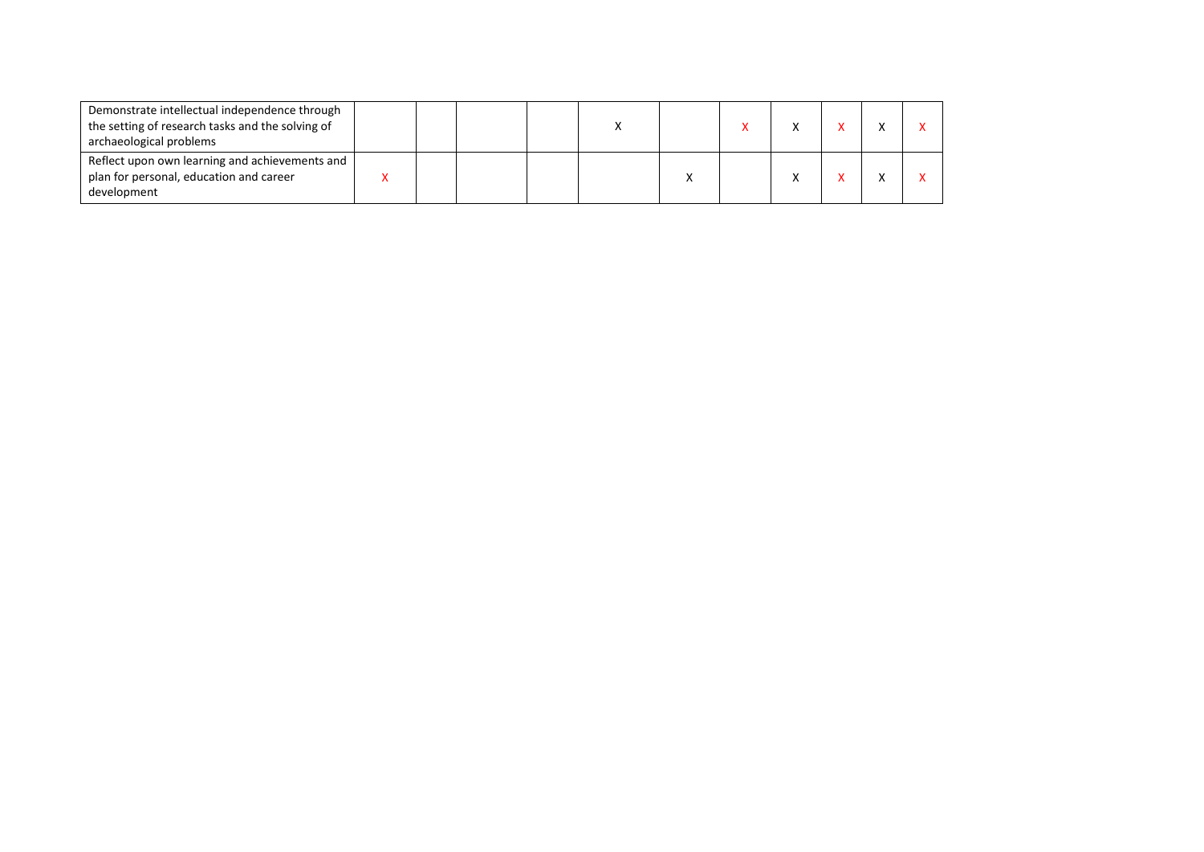| | | | | | | | | | | | |
|---|---|---|---|---|---|---|---|---|---|---|---|
| Demonstrate intellectual independence through the setting of research tasks and the solving of archaeological problems | | | | | X | | X | X | X | X | X |
| Reflect upon own learning and achievements and plan for personal, education and career development | X | | | | | X | | X | X | X | X |